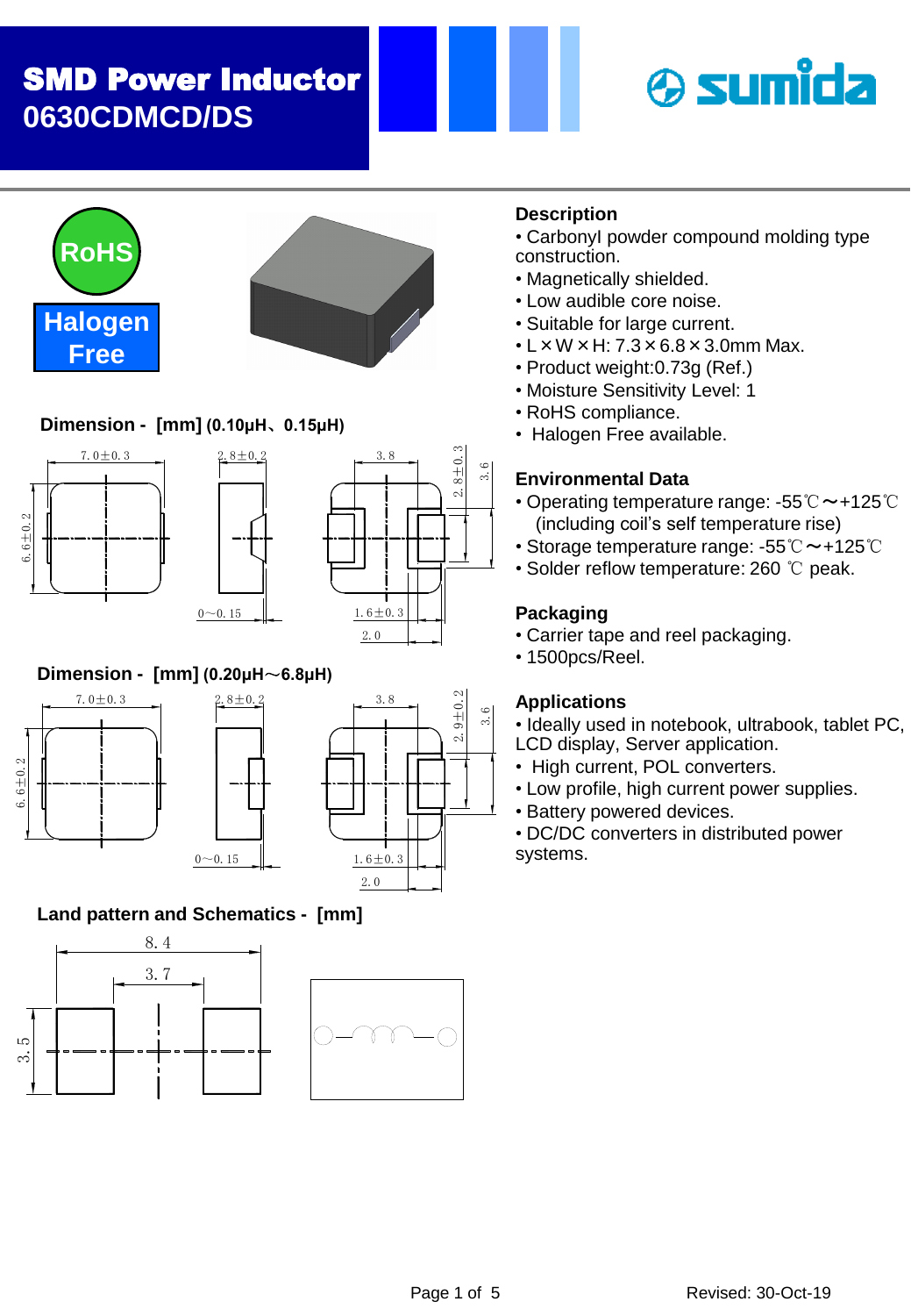# SMD Power Inductor
## 0630CDMCD/DS

RoHS

Halogen Free

### Dimension - [mm] (0.10μH、0.15μH)

7.0±0.3  2.8±0.2  3.8  2.8±0.3  3.6  6.6±0.2  0~0.15  1.6±0.3  2.0

### Dimension - [mm] (0.20μH～6.8μH)

7.0±0.3  2.8±0.2  3.8  2.9±0.2  3.6  6.6±0.2  0~0.15  1.6±0.3  2.0

### Land pattern and Schematics - [mm]

8.4  3.7  3.5

### Description

- Carbonyl powder compound molding type construction.
- Magnetically shielded.
- Low audible core noise.
- Suitable for large current.
- L×W×H: 7.3×6.8×3.0mm Max.
- Product weight:0.73g (Ref.)
- Moisture Sensitivity Level: 1
- RoHS compliance.
- Halogen Free available.

### Environmental Data

- Operating temperature range: -55℃～+125℃ (including coil's self temperature rise)
- Storage temperature range: -55℃～+125℃
- Solder reflow temperature: 260 ℃ peak.

### Packaging

- Carrier tape and reel packaging.
- 1500pcs/Reel.

### Applications

- Ideally used in notebook, ultrabook, tablet PC, LCD display, Server application.
- High current, POL converters.
- Low profile, high current power supplies.
- Battery powered devices.
- DC/DC converters in distributed power systems.

Revised: 30-Oct-19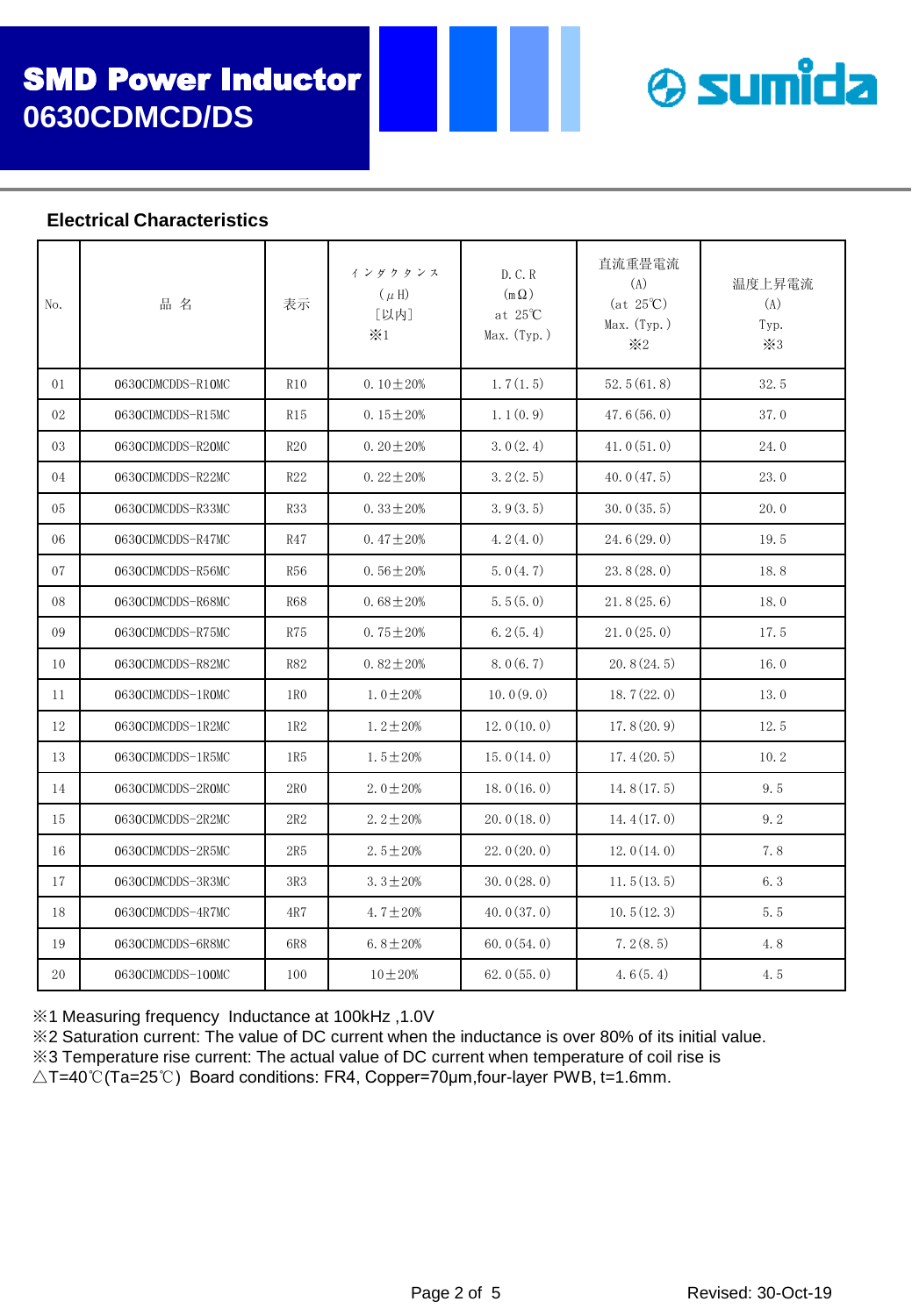# SMD Power Inductor
# 0630CDMCD/DS

sumida

## Electrical Characteristics

| No. | 品 名 | 表示 | インダクタンス (μH) [以内] ※1 | D.C.R (mΩ) at 25℃ Max.(Typ.) | 直流重畳電流 (A) (at 25℃) Max.(Typ.) ※2 | 温度上昇電流 (A) Typ. ※3 |
|---|---|---|---|---|---|---|
| 01 | 0630CDMCDDS-R10MC | R10 | 0.10±20% | 1.7(1.5) | 52.5(61.8) | 32.5 |
| 02 | 0630CDMCDDS-R15MC | R15 | 0.15±20% | 1.1(0.9) | 47.6(56.0) | 37.0 |
| 03 | 0630CDMCDDS-R20MC | R20 | 0.20±20% | 3.0(2.4) | 41.0(51.0) | 24.0 |
| 04 | 0630CDMCDDS-R22MC | R22 | 0.22±20% | 3.2(2.5) | 40.0(47.5) | 23.0 |
| 05 | 0630CDMCDDS-R33MC | R33 | 0.33±20% | 3.9(3.5) | 30.0(35.5) | 20.0 |
| 06 | 0630CDMCDDS-R47MC | R47 | 0.47±20% | 4.2(4.0) | 24.6(29.0) | 19.5 |
| 07 | 0630CDMCDDS-R56MC | R56 | 0.56±20% | 5.0(4.7) | 23.8(28.0) | 18.8 |
| 08 | 0630CDMCDDS-R68MC | R68 | 0.68±20% | 5.5(5.0) | 21.8(25.6) | 18.0 |
| 09 | 0630CDMCDDS-R75MC | R75 | 0.75±20% | 6.2(5.4) | 21.0(25.0) | 17.5 |
| 10 | 0630CDMCDDS-R82MC | R82 | 0.82±20% | 8.0(6.7) | 20.8(24.5) | 16.0 |
| 11 | 0630CDMCDDS-1R0MC | 1R0 | 1.0±20% | 10.0(9.0) | 18.7(22.0) | 13.0 |
| 12 | 0630CDMCDDS-1R2MC | 1R2 | 1.2±20% | 12.0(10.0) | 17.8(20.9) | 12.5 |
| 13 | 0630CDMCDDS-1R5MC | 1R5 | 1.5±20% | 15.0(14.0) | 17.4(20.5) | 10.2 |
| 14 | 0630CDMCDDS-2R0MC | 2R0 | 2.0±20% | 18.0(16.0) | 14.8(17.5) | 9.5 |
| 15 | 0630CDMCDDS-2R2MC | 2R2 | 2.2±20% | 20.0(18.0) | 14.4(17.0) | 9.2 |
| 16 | 0630CDMCDDS-2R5MC | 2R5 | 2.5±20% | 22.0(20.0) | 12.0(14.0) | 7.8 |
| 17 | 0630CDMCDDS-3R3MC | 3R3 | 3.3±20% | 30.0(28.0) | 11.5(13.5) | 6.3 |
| 18 | 0630CDMCDDS-4R7MC | 4R7 | 4.7±20% | 40.0(37.0) | 10.5(12.3) | 5.5 |
| 19 | 0630CDMCDDS-6R8MC | 6R8 | 6.8±20% | 60.0(54.0) | 7.2(8.5) | 4.8 |
| 20 | 0630CDMCDDS-100MC | 100 | 10±20% | 62.0(55.0) | 4.6(5.4) | 4.5 |

※1 Measuring frequency Inductance at 100kHz ,1.0V
※2 Saturation current: The value of DC current when the inductance is over 80% of its initial value.
※3 Temperature rise current: The actual value of DC current when temperature of coil rise is △T=40℃(Ta=25℃) Board conditions: FR4, Copper=70μm,four-layer PWB, t=1.6mm.

Revised: 30-Oct-19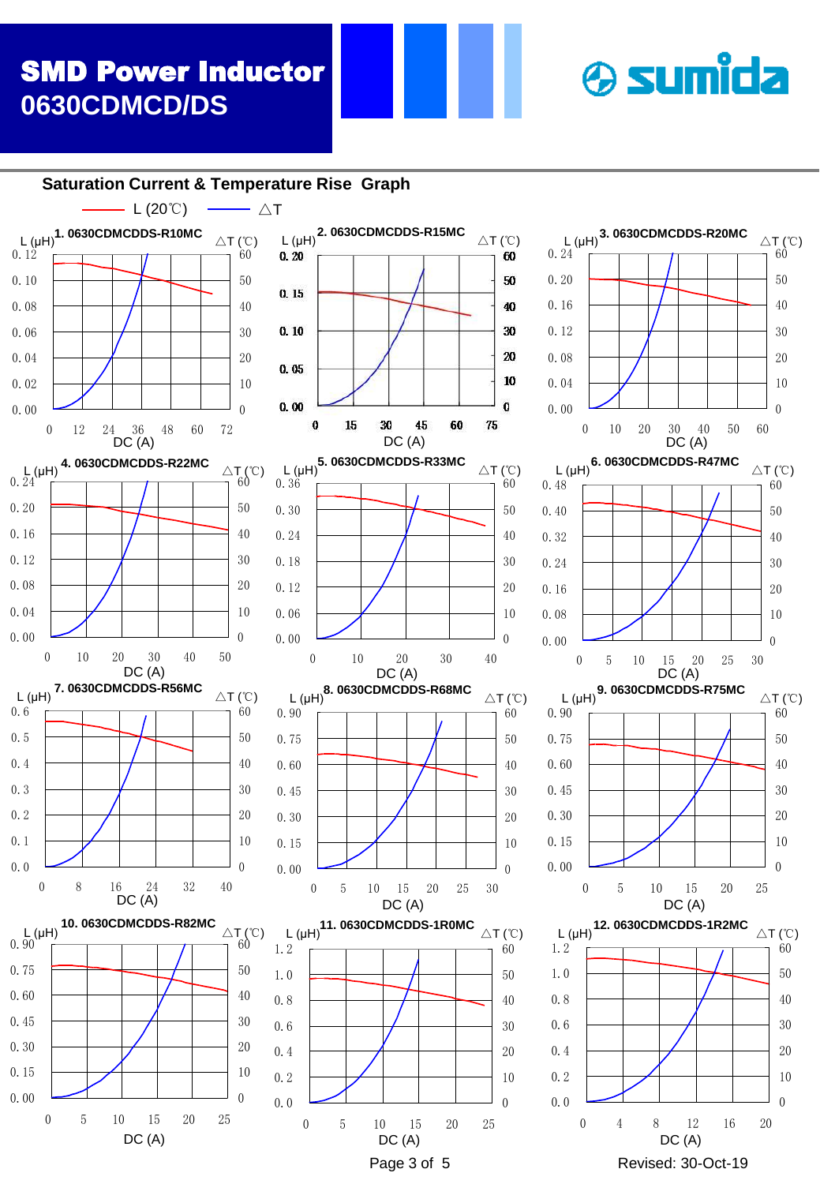# SMD Power Inductor
## 0630CDMCD/DS

sumida

## Saturation Current & Temperature Rise Graph

L (20℃) —— △T

**1. 0630CDMCDDS-R10MC**
L (μH): 0.12, 0.10, 0.08, 0.06, 0.04, 0.02, 0.00
△T (℃): 60, 50, 40, 30, 20, 10, 0
DC (A): 0, 12, 24, 36, 48, 60, 72

**2. 0630CDMCDDS-R15MC**
L (μH): 0.20, 0.15, 0.10, 0.05, 0.00
△T (℃): 60, 50, 40, 30, 20, 10, 0
DC (A): 0, 15, 30, 45, 60, 75

**3. 0630CDMCDDS-R20MC**
L (μH): 0.24, 0.20, 0.16, 0.12, 0.08, 0.04, 0.00
△T (℃): 60, 50, 40, 30, 20, 10, 0
DC (A): 0, 10, 20, 30, 40, 50, 60

**4. 0630CDMCDDS-R22MC**
L (μH): 0.24, 0.20, 0.16, 0.12, 0.08, 0.04, 0.00
△T (℃): 60, 50, 40, 30, 20, 10, 0
DC (A): 0, 10, 20, 30, 40, 50

**5. 0630CDMCDDS-R33MC**
L (μH): 0.36, 0.30, 0.24, 0.18, 0.12, 0.06, 0.00
△T (℃): 60, 50, 40, 30, 20, 10, 0
DC (A): 0, 10, 20, 30, 40

**6. 0630CDMCDDS-R47MC**
L (μH): 0.48, 0.40, 0.32, 0.24, 0.16, 0.08, 0.00
△T (℃): 60, 50, 40, 30, 20, 10, 0
DC (A): 0, 5, 10, 15, 20, 25, 30

**7. 0630CDMCDDS-R56MC**
L (μH): 0.6, 0.5, 0.4, 0.3, 0.2, 0.1, 0.0
△T (℃): 60, 50, 40, 30, 20, 10, 0
DC (A): 0, 8, 16, 24, 32, 40

**8. 0630CDMCDDS-R68MC**
L (μH): 0.90, 0.75, 0.60, 0.45, 0.30, 0.15, 0.00
△T (℃): 60, 50, 40, 30, 20, 10, 0
DC (A): 0, 5, 10, 15, 20, 25, 30

**9. 0630CDMCDDS-R75MC**
L (μH): 0.90, 0.75, 0.60, 0.45, 0.30, 0.15, 0.00
△T (℃): 60, 50, 40, 30, 20, 10, 0
DC (A): 0, 5, 10, 15, 20, 25

**10. 0630CDMCDDS-R82MC**
L (μH): 0.90, 0.75, 0.60, 0.45, 0.30, 0.15, 0.00
△T (℃): 60, 50, 40, 30, 20, 10, 0
DC (A): 0, 5, 10, 15, 20, 25

**11. 0630CDMCDDS-1R0MC**
L (μH): 1.2, 1.0, 0.8, 0.6, 0.4, 0.2, 0.0
△T (℃): 60, 50, 40, 30, 20, 10, 0
DC (A): 0, 5, 10, 15, 20, 25

**12. 0630CDMCDDS-1R2MC**
L (μH): 1.2, 1.0, 0.8, 0.6, 0.4, 0.2, 0.0
△T (℃): 60, 50, 40, 30, 20, 10, 0
DC (A): 0, 4, 8, 12, 16, 20

Revised: 30-Oct-19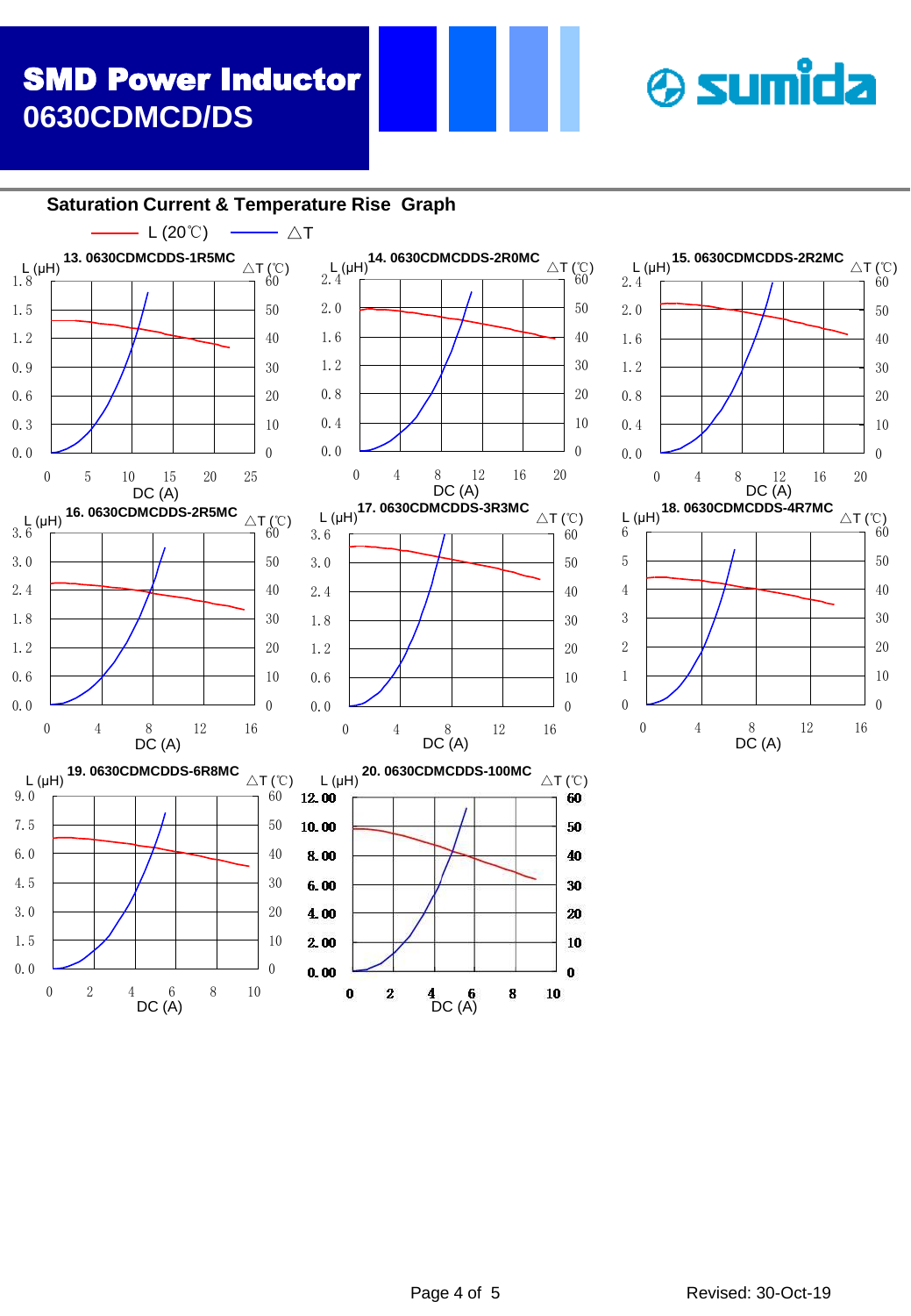# SMD Power Inductor
## 0630CDMCD/DS

### Saturation Current & Temperature Rise Graph

L (20℃) △T

13. 0630CDMCDDS-1R5MC

L (μH): 0.0, 0.3, 0.6, 0.9, 1.2, 1.5, 1.8
△T (℃): 0, 10, 20, 30, 40, 50, 60
DC (A): 0, 5, 10, 15, 20, 25

14. 0630CDMCDDS-2R0MC

L (μH): 0.0, 0.4, 0.8, 1.2, 1.6, 2.0, 2.4
△T (℃): 0, 10, 20, 30, 40, 50, 60
DC (A): 0, 4, 8, 12, 16, 20

15. 0630CDMCDDS-2R2MC

L (μH): 0.0, 0.4, 0.8, 1.2, 1.6, 2.0, 2.4
△T (℃): 0, 10, 20, 30, 40, 50, 60
DC (A): 0, 4, 8, 12, 16, 20

16. 0630CDMCDDS-2R5MC

L (μH): 0.0, 0.6, 1.2, 1.8, 2.4, 3.0, 3.6
△T (℃): 0, 10, 20, 30, 40, 50, 60
DC (A): 0, 4, 8, 12, 16

17. 0630CDMCDDS-3R3MC

L (μH): 0.0, 0.6, 1.2, 1.8, 2.4, 3.0, 3.6
△T (℃): 0, 10, 20, 30, 40, 50, 60
DC (A): 0, 4, 8, 12, 16

18. 0630CDMCDDS-4R7MC

L (μH): 0, 1, 2, 3, 4, 5, 6
△T (℃): 0, 10, 20, 30, 40, 50, 60
DC (A): 0, 4, 8, 12, 16

19. 0630CDMCDDS-6R8MC

L (μH): 0.0, 1.5, 3.0, 4.5, 6.0, 7.5, 9.0
△T (℃): 0, 10, 20, 30, 40, 50, 60
DC (A): 0, 2, 4, 6, 8, 10

20. 0630CDMCDDS-100MC

L (μH): 0.00, 2.00, 4.00, 6.00, 8.00, 10.00, 12.00
△T (℃): 0, 10, 20, 30, 40, 50, 60
DC (A): 0, 2, 4, 6, 8, 10

Revised: 30-Oct-19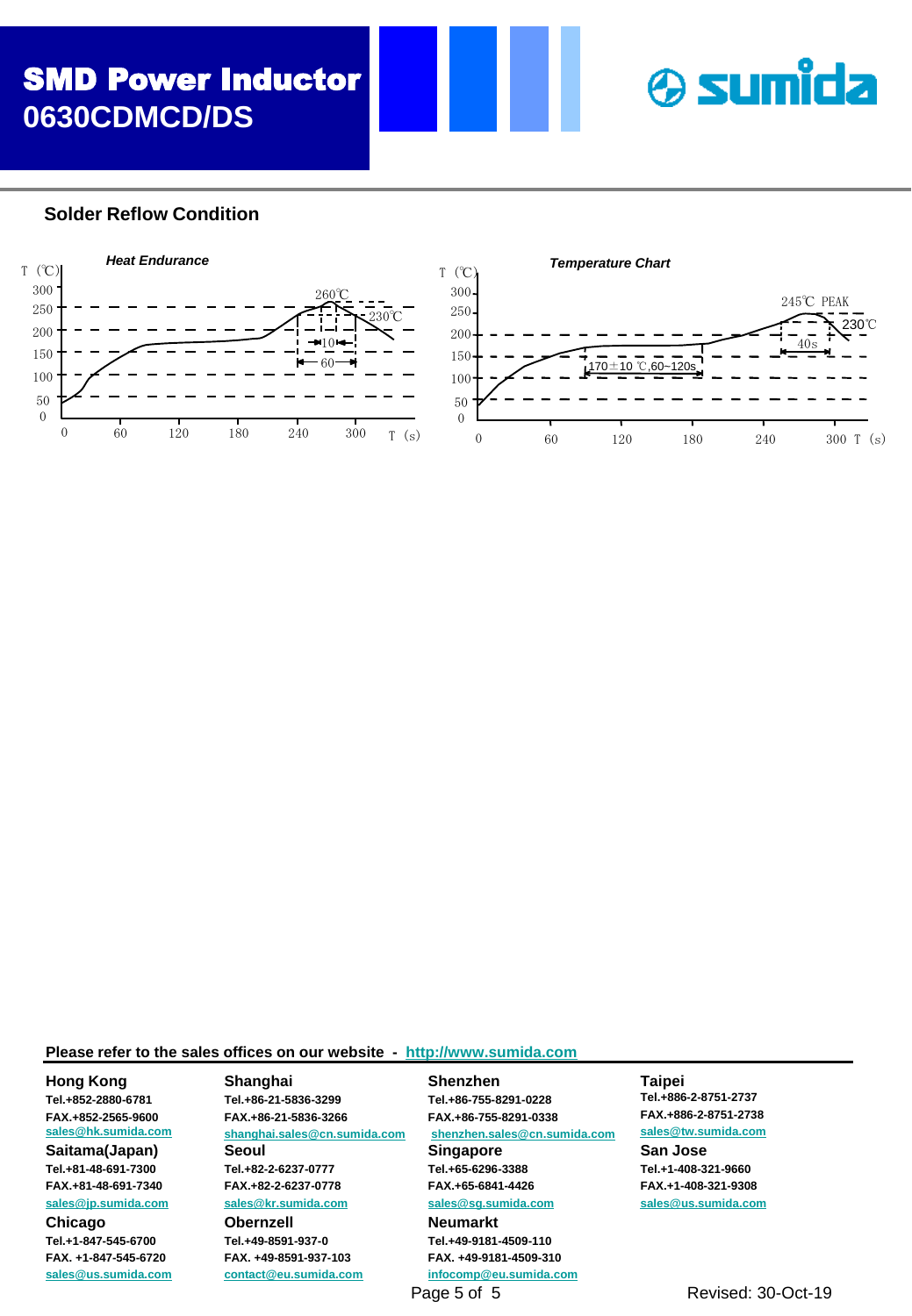## Solder Reflow Condition

*Heat Endurance*

T (℃)
300
250
200
150
100
50
0
0 60 120 180 240 300 T (s)
260℃
230℃
10
60

*Temperature Chart*

T (℃)
300
250
200
150
100
50
0
0 60 120 180 240 300 T (s)
245℃ PEAK
230℃
40s
170±10 ℃,60~120s

**Please refer to the sales offices on our website - http://www.sumida.com**

**Hong Kong**
**Tel.+852-2880-6781**
**FAX.+852-2565-9600**
**sales@hk.sumida.com**

**Saitama(Japan)**
**Tel.+81-48-691-7300**
**FAX.+81-48-691-7340**
**sales@jp.sumida.com**

**Chicago**
**Tel.+1-847-545-6700**
**FAX. +1-847-545-6720**
**sales@us.sumida.com**

**Shanghai**
**Tel.+86-21-5836-3299**
**FAX.+86-21-5836-3266**
**shanghai.sales@cn.sumida.com**

**Seoul**
**Tel.+82-2-6237-0777**
**FAX.+82-2-6237-0778**
**sales@kr.sumida.com**

**Obernzell**
**Tel.+49-8591-937-0**
**FAX. +49-8591-937-103**
**contact@eu.sumida.com**

**Shenzhen**
**Tel.+86-755-8291-0228**
**FAX.+86-755-8291-0338**
**shenzhen.sales@cn.sumida.com**

**Singapore**
**Tel.+65-6296-3388**
**FAX.+65-6841-4426**
**sales@sg.sumida.com**

**Neumarkt**
**Tel.+49-9181-4509-110**
**FAX. +49-9181-4509-310**
**infocomp@eu.sumida.com**

**Taipei**
**Tel.+886-2-8751-2737**
**FAX.+886-2-8751-2738**
**sales@tw.sumida.com**

**San Jose**
**Tel.+1-408-321-9660**
**FAX.+1-408-321-9308**
**sales@us.sumida.com**

Revised: 30-Oct-19